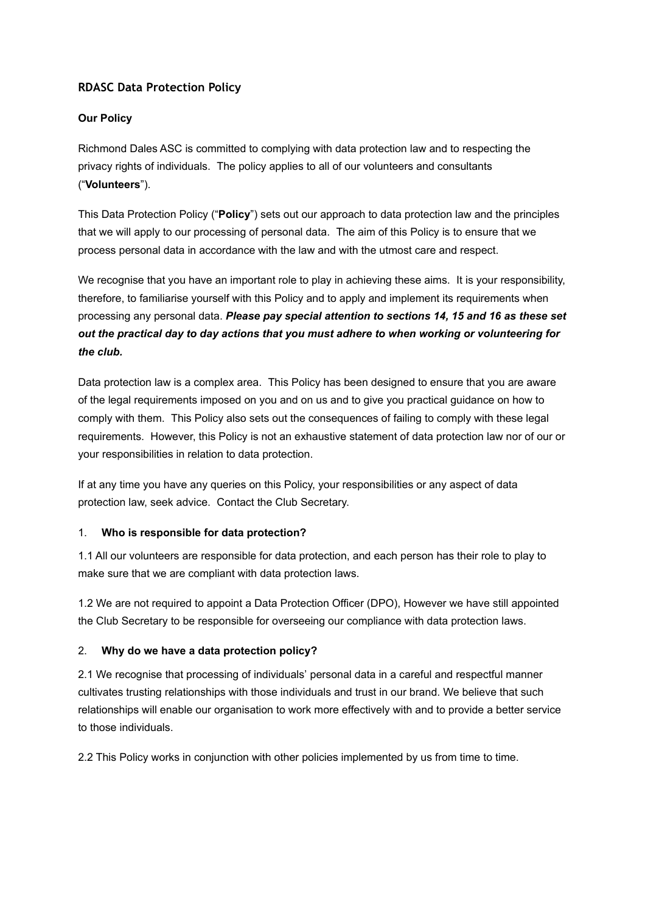# RDASC Data Protection Policy

### Our Policy

Richmond Dales ASC is committed to complying with data protection law and to respecting the privacy rights of individuals. The policy applies to all of our volunteers and consultants ("**Volunteers**").

This Data Protection Policy ("**Policy**") sets out our approach to data protection law and the principles that we will apply to our processing of personal data. The aim of this Policy is to ensure that we process personal data in accordance with the law and with the utmost care and respect.

We recognise that you have an important role to play in achieving these aims. It is your responsibility, therefore, to familiarise yourself with this Policy and to apply and implement its requirements when processing any personal data. ***Please pay special attention to sections 14, 15 and 16 as these set out the practical day to day actions that you must adhere to when working or volunteering for the club.***

Data protection law is a complex area. This Policy has been designed to ensure that you are aware of the legal requirements imposed on you and on us and to give you practical guidance on how to comply with them. This Policy also sets out the consequences of failing to comply with these legal requirements. However, this Policy is not an exhaustive statement of data protection law nor of our or your responsibilities in relation to data protection.

If at any time you have any queries on this Policy, your responsibilities or any aspect of data protection law, seek advice. Contact the Club Secretary.

### 1. Who is responsible for data protection?

1.1 All our volunteers are responsible for data protection, and each person has their role to play to make sure that we are compliant with data protection laws.

1.2 We are not required to appoint a Data Protection Officer (DPO), However we have still appointed the Club Secretary to be responsible for overseeing our compliance with data protection laws.

### 2. Why do we have a data protection policy?

2.1 We recognise that processing of individuals' personal data in a careful and respectful manner cultivates trusting relationships with those individuals and trust in our brand. We believe that such relationships will enable our organisation to work more effectively with and to provide a better service to those individuals.

2.2 This Policy works in conjunction with other policies implemented by us from time to time.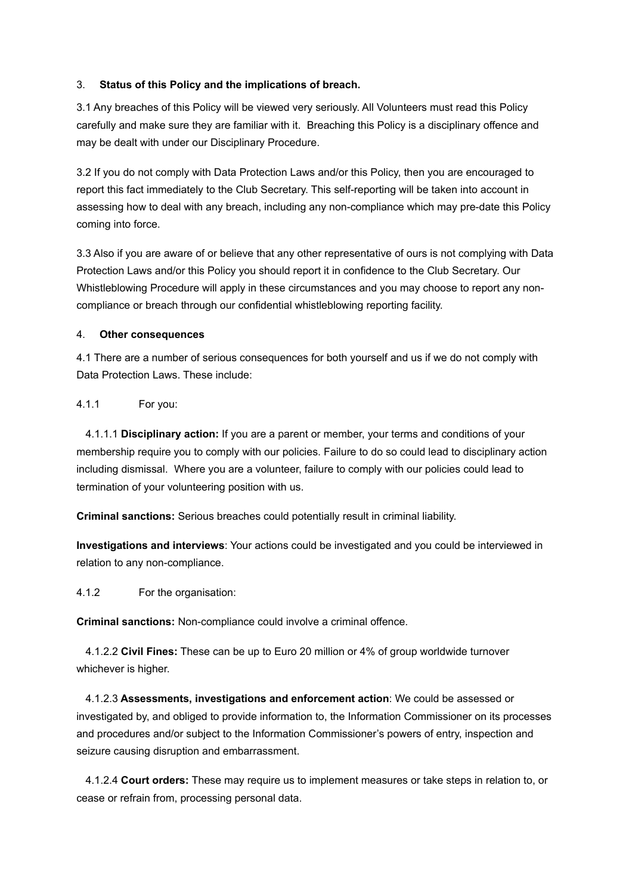3. **Status of this Policy and the implications of breach.**

3.1 Any breaches of this Policy will be viewed very seriously. All Volunteers must read this Policy carefully and make sure they are familiar with it. Breaching this Policy is a disciplinary offence and may be dealt with under our Disciplinary Procedure.

3.2 If you do not comply with Data Protection Laws and/or this Policy, then you are encouraged to report this fact immediately to the Club Secretary. This self-reporting will be taken into account in assessing how to deal with any breach, including any non-compliance which may pre-date this Policy coming into force.

3.3 Also if you are aware of or believe that any other representative of ours is not complying with Data Protection Laws and/or this Policy you should report it in confidence to the Club Secretary. Our Whistleblowing Procedure will apply in these circumstances and you may choose to report any non-compliance or breach through our confidential whistleblowing reporting facility.

4. **Other consequences**

4.1 There are a number of serious consequences for both yourself and us if we do not comply with Data Protection Laws. These include:

4.1.1 For you:

4.1.1.1 **Disciplinary action:** If you are a parent or member, your terms and conditions of your membership require you to comply with our policies. Failure to do so could lead to disciplinary action including dismissal. Where you are a volunteer, failure to comply with our policies could lead to termination of your volunteering position with us.

**Criminal sanctions:** Serious breaches could potentially result in criminal liability.

**Investigations and interviews**: Your actions could be investigated and you could be interviewed in relation to any non-compliance.

4.1.2 For the organisation:

**Criminal sanctions:** Non-compliance could involve a criminal offence.

4.1.2.2 **Civil Fines:** These can be up to Euro 20 million or 4% of group worldwide turnover whichever is higher.

4.1.2.3 **Assessments, investigations and enforcement action**: We could be assessed or investigated by, and obliged to provide information to, the Information Commissioner on its processes and procedures and/or subject to the Information Commissioner's powers of entry, inspection and seizure causing disruption and embarrassment.

4.1.2.4 **Court orders:** These may require us to implement measures or take steps in relation to, or cease or refrain from, processing personal data.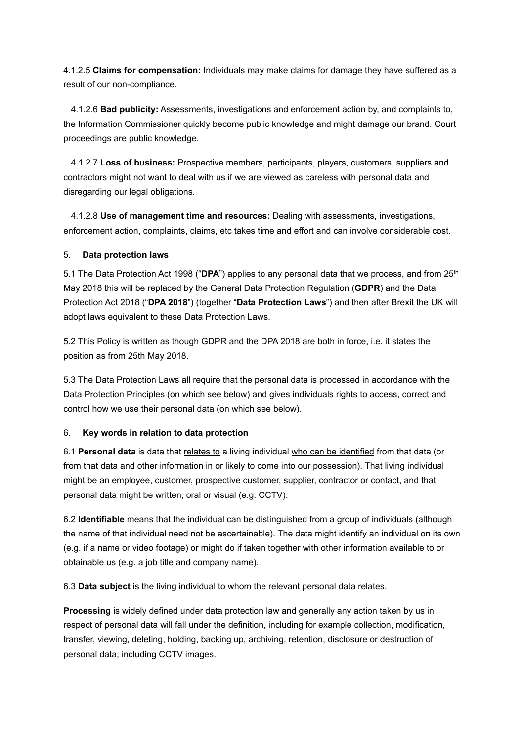4.1.2.5 **Claims for compensation:** Individuals may make claims for damage they have suffered as a result of our non-compliance.

4.1.2.6 **Bad publicity:** Assessments, investigations and enforcement action by, and complaints to, the Information Commissioner quickly become public knowledge and might damage our brand. Court proceedings are public knowledge.

4.1.2.7 **Loss of business:** Prospective members, participants, players, customers, suppliers and contractors might not want to deal with us if we are viewed as careless with personal data and disregarding our legal obligations.

4.1.2.8 **Use of management time and resources:** Dealing with assessments, investigations, enforcement action, complaints, claims, etc takes time and effort and can involve considerable cost.

## 5. Data protection laws

5.1 The Data Protection Act 1998 ("**DPA**") applies to any personal data that we process, and from 25th May 2018 this will be replaced by the General Data Protection Regulation (**GDPR**) and the Data Protection Act 2018 ("**DPA 2018**") (together "**Data Protection Laws**") and then after Brexit the UK will adopt laws equivalent to these Data Protection Laws.

5.2 This Policy is written as though GDPR and the DPA 2018 are both in force, i.e. it states the position as from 25th May 2018.

5.3 The Data Protection Laws all require that the personal data is processed in accordance with the Data Protection Principles (on which see below) and gives individuals rights to access, correct and control how we use their personal data (on which see below).

## 6. Key words in relation to data protection

6.1 **Personal data** is data that relates to a living individual who can be identified from that data (or from that data and other information in or likely to come into our possession). That living individual might be an employee, customer, prospective customer, supplier, contractor or contact, and that personal data might be written, oral or visual (e.g. CCTV).

6.2 **Identifiable** means that the individual can be distinguished from a group of individuals (although the name of that individual need not be ascertainable). The data might identify an individual on its own (e.g. if a name or video footage) or might do if taken together with other information available to or obtainable us (e.g. a job title and company name).

6.3 **Data subject** is the living individual to whom the relevant personal data relates.

**Processing** is widely defined under data protection law and generally any action taken by us in respect of personal data will fall under the definition, including for example collection, modification, transfer, viewing, deleting, holding, backing up, archiving, retention, disclosure or destruction of personal data, including CCTV images.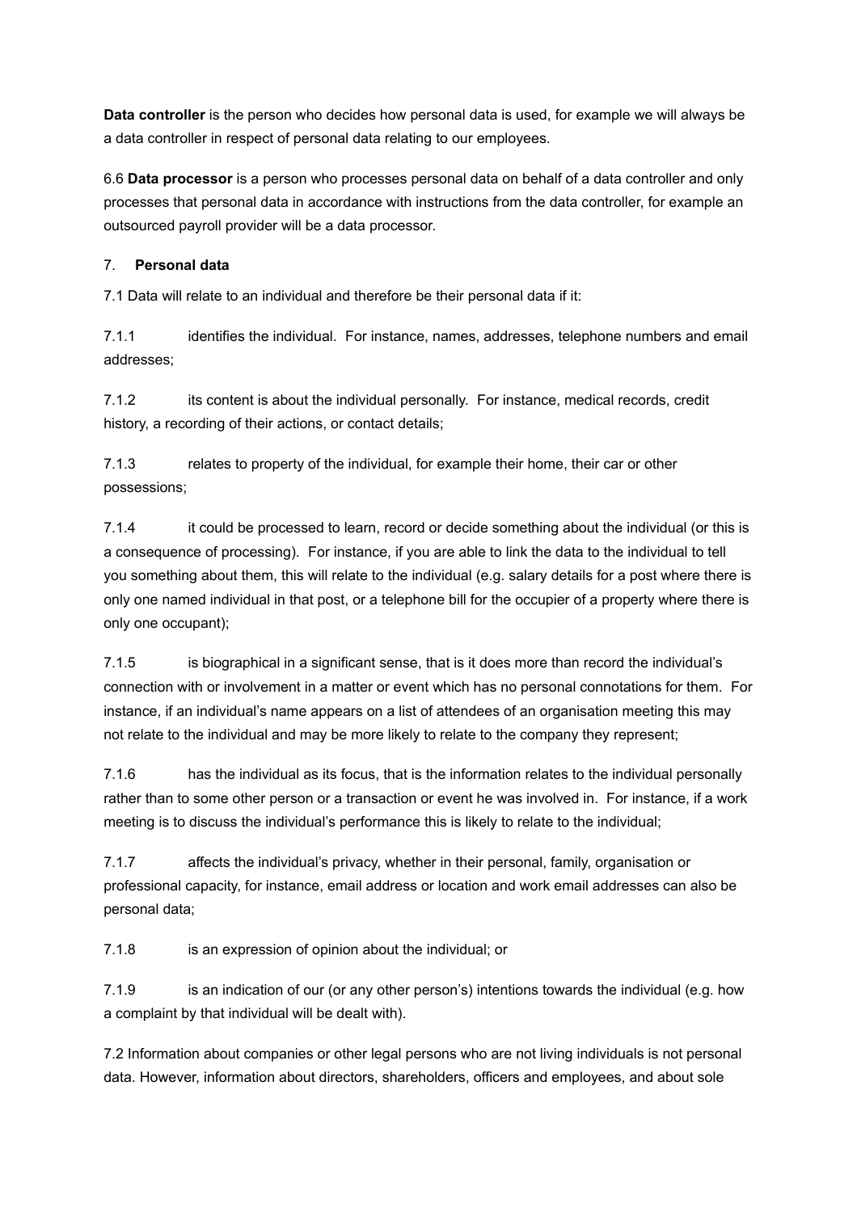**Data controller** is the person who decides how personal data is used, for example we will always be a data controller in respect of personal data relating to our employees.

6.6 **Data processor** is a person who processes personal data on behalf of a data controller and only processes that personal data in accordance with instructions from the data controller, for example an outsourced payroll provider will be a data processor.

7. **Personal data**

7.1 Data will relate to an individual and therefore be their personal data if it:

7.1.1 identifies the individual. For instance, names, addresses, telephone numbers and email addresses;

7.1.2 its content is about the individual personally. For instance, medical records, credit history, a recording of their actions, or contact details;

7.1.3 relates to property of the individual, for example their home, their car or other possessions;

7.1.4 it could be processed to learn, record or decide something about the individual (or this is a consequence of processing). For instance, if you are able to link the data to the individual to tell you something about them, this will relate to the individual (e.g. salary details for a post where there is only one named individual in that post, or a telephone bill for the occupier of a property where there is only one occupant);

7.1.5 is biographical in a significant sense, that is it does more than record the individual's connection with or involvement in a matter or event which has no personal connotations for them. For instance, if an individual's name appears on a list of attendees of an organisation meeting this may not relate to the individual and may be more likely to relate to the company they represent;

7.1.6 has the individual as its focus, that is the information relates to the individual personally rather than to some other person or a transaction or event he was involved in. For instance, if a work meeting is to discuss the individual's performance this is likely to relate to the individual;

7.1.7 affects the individual's privacy, whether in their personal, family, organisation or professional capacity, for instance, email address or location and work email addresses can also be personal data;

7.1.8 is an expression of opinion about the individual; or

7.1.9 is an indication of our (or any other person's) intentions towards the individual (e.g. how a complaint by that individual will be dealt with).

7.2 Information about companies or other legal persons who are not living individuals is not personal data. However, information about directors, shareholders, officers and employees, and about sole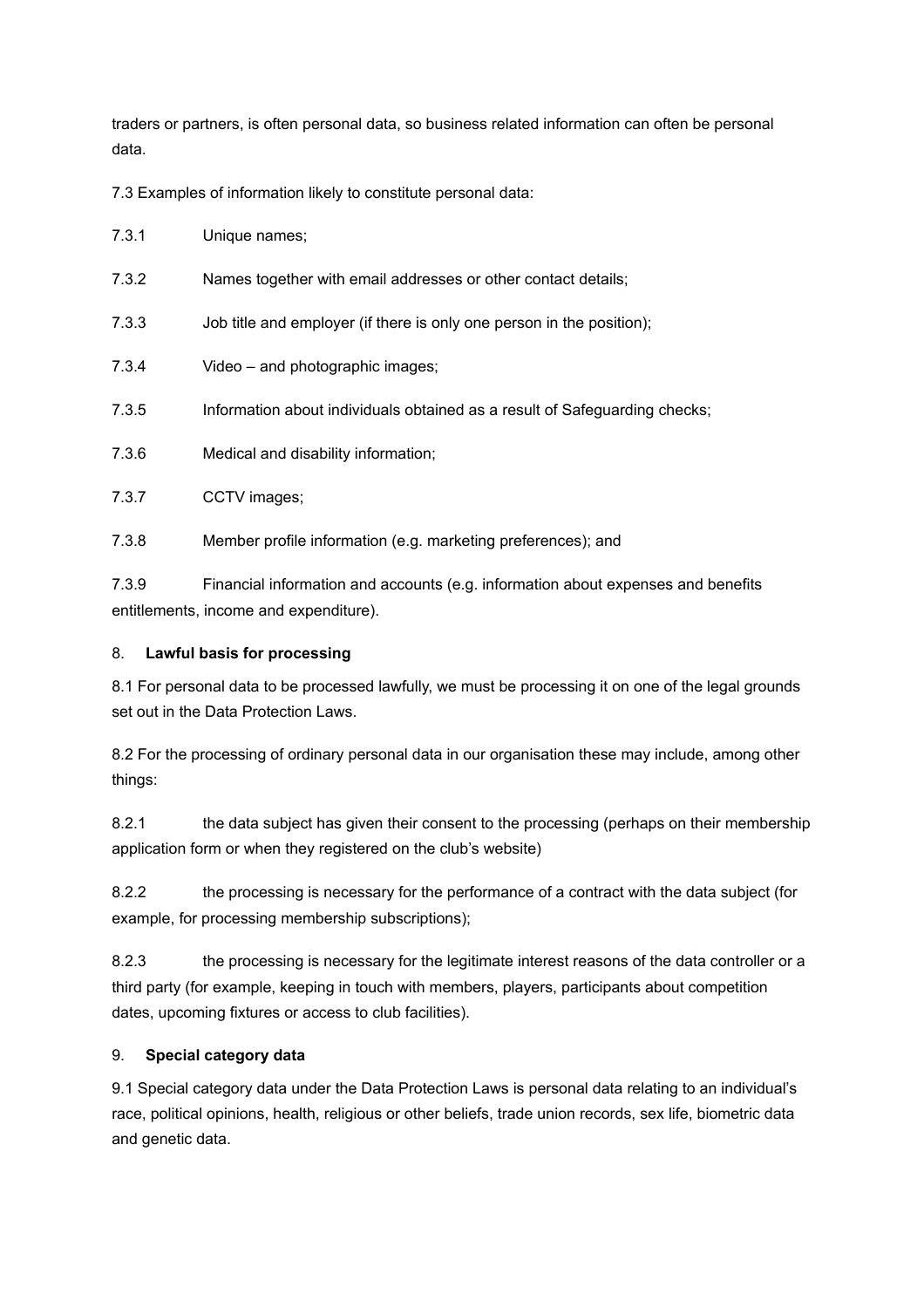traders or partners, is often personal data, so business related information can often be personal data.

7.3 Examples of information likely to constitute personal data:

7.3.1 Unique names;

7.3.2 Names together with email addresses or other contact details;

7.3.3 Job title and employer (if there is only one person in the position);

7.3.4 Video – and photographic images;

7.3.5 Information about individuals obtained as a result of Safeguarding checks;

7.3.6 Medical and disability information;

7.3.7 CCTV images;

7.3.8 Member profile information (e.g. marketing preferences); and

7.3.9 Financial information and accounts (e.g. information about expenses and benefits entitlements, income and expenditure).

## 8. **Lawful basis for processing**

8.1 For personal data to be processed lawfully, we must be processing it on one of the legal grounds set out in the Data Protection Laws.

8.2 For the processing of ordinary personal data in our organisation these may include, among other things:

8.2.1 the data subject has given their consent to the processing (perhaps on their membership application form or when they registered on the club's website)

8.2.2 the processing is necessary for the performance of a contract with the data subject (for example, for processing membership subscriptions);

8.2.3 the processing is necessary for the legitimate interest reasons of the data controller or a third party (for example, keeping in touch with members, players, participants about competition dates, upcoming fixtures or access to club facilities).

## 9. **Special category data**

9.1 Special category data under the Data Protection Laws is personal data relating to an individual's race, political opinions, health, religious or other beliefs, trade union records, sex life, biometric data and genetic data.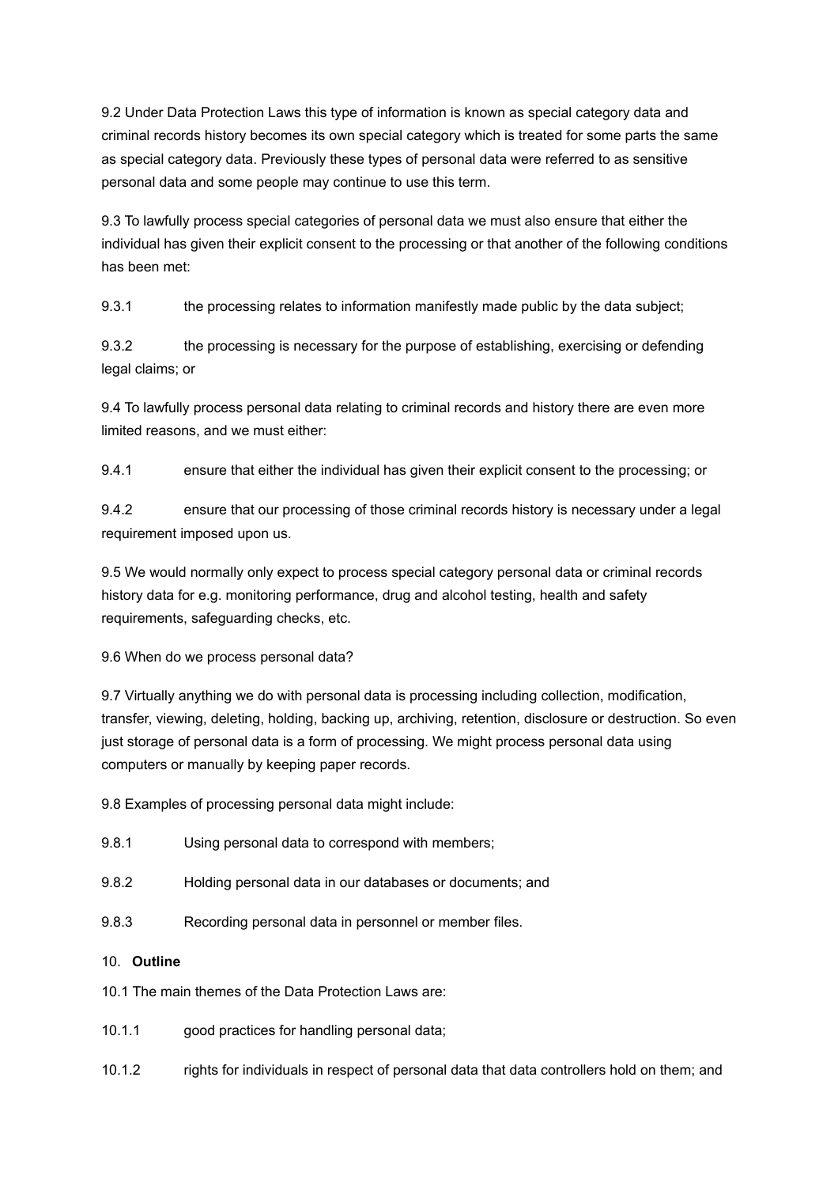9.2 Under Data Protection Laws this type of information is known as special category data and criminal records history becomes its own special category which is treated for some parts the same as special category data. Previously these types of personal data were referred to as sensitive personal data and some people may continue to use this term.

9.3 To lawfully process special categories of personal data we must also ensure that either the individual has given their explicit consent to the processing or that another of the following conditions has been met:

9.3.1 the processing relates to information manifestly made public by the data subject;

9.3.2 the processing is necessary for the purpose of establishing, exercising or defending legal claims; or

9.4 To lawfully process personal data relating to criminal records and history there are even more limited reasons, and we must either:

9.4.1 ensure that either the individual has given their explicit consent to the processing; or

9.4.2 ensure that our processing of those criminal records history is necessary under a legal requirement imposed upon us.

9.5 We would normally only expect to process special category personal data or criminal records history data for e.g. monitoring performance, drug and alcohol testing, health and safety requirements, safeguarding checks, etc.

9.6 When do we process personal data?

9.7 Virtually anything we do with personal data is processing including collection, modification, transfer, viewing, deleting, holding, backing up, archiving, retention, disclosure or destruction. So even just storage of personal data is a form of processing. We might process personal data using computers or manually by keeping paper records.

9.8 Examples of processing personal data might include:

9.8.1 Using personal data to correspond with members;

9.8.2 Holding personal data in our databases or documents; and

9.8.3 Recording personal data in personnel or member files.

## 10. **Outline**

10.1 The main themes of the Data Protection Laws are:

10.1.1 good practices for handling personal data;

10.1.2 rights for individuals in respect of personal data that data controllers hold on them; and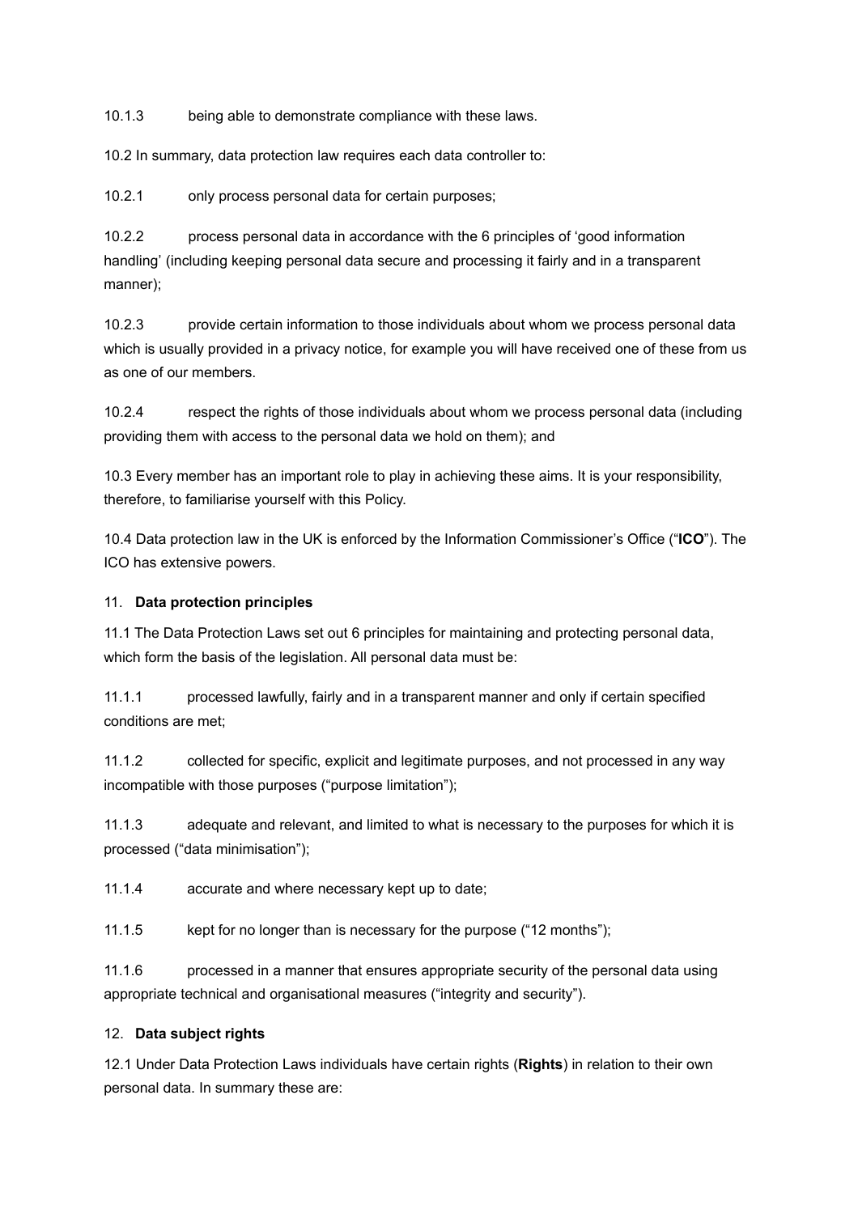10.1.3 being able to demonstrate compliance with these laws.

10.2 In summary, data protection law requires each data controller to:

10.2.1 only process personal data for certain purposes;

10.2.2 process personal data in accordance with the 6 principles of 'good information handling' (including keeping personal data secure and processing it fairly and in a transparent manner);

10.2.3 provide certain information to those individuals about whom we process personal data which is usually provided in a privacy notice, for example you will have received one of these from us as one of our members.

10.2.4 respect the rights of those individuals about whom we process personal data (including providing them with access to the personal data we hold on them); and

10.3 Every member has an important role to play in achieving these aims. It is your responsibility, therefore, to familiarise yourself with this Policy.

10.4 Data protection law in the UK is enforced by the Information Commissioner's Office ("**ICO**"). The ICO has extensive powers.

## 11. **Data protection principles**

11.1 The Data Protection Laws set out 6 principles for maintaining and protecting personal data, which form the basis of the legislation. All personal data must be:

11.1.1 processed lawfully, fairly and in a transparent manner and only if certain specified conditions are met;

11.1.2 collected for specific, explicit and legitimate purposes, and not processed in any way incompatible with those purposes ("purpose limitation");

11.1.3 adequate and relevant, and limited to what is necessary to the purposes for which it is processed ("data minimisation");

11.1.4 accurate and where necessary kept up to date;

11.1.5 kept for no longer than is necessary for the purpose ("12 months");

11.1.6 processed in a manner that ensures appropriate security of the personal data using appropriate technical and organisational measures ("integrity and security").

## 12. **Data subject rights**

12.1 Under Data Protection Laws individuals have certain rights (**Rights**) in relation to their own personal data. In summary these are: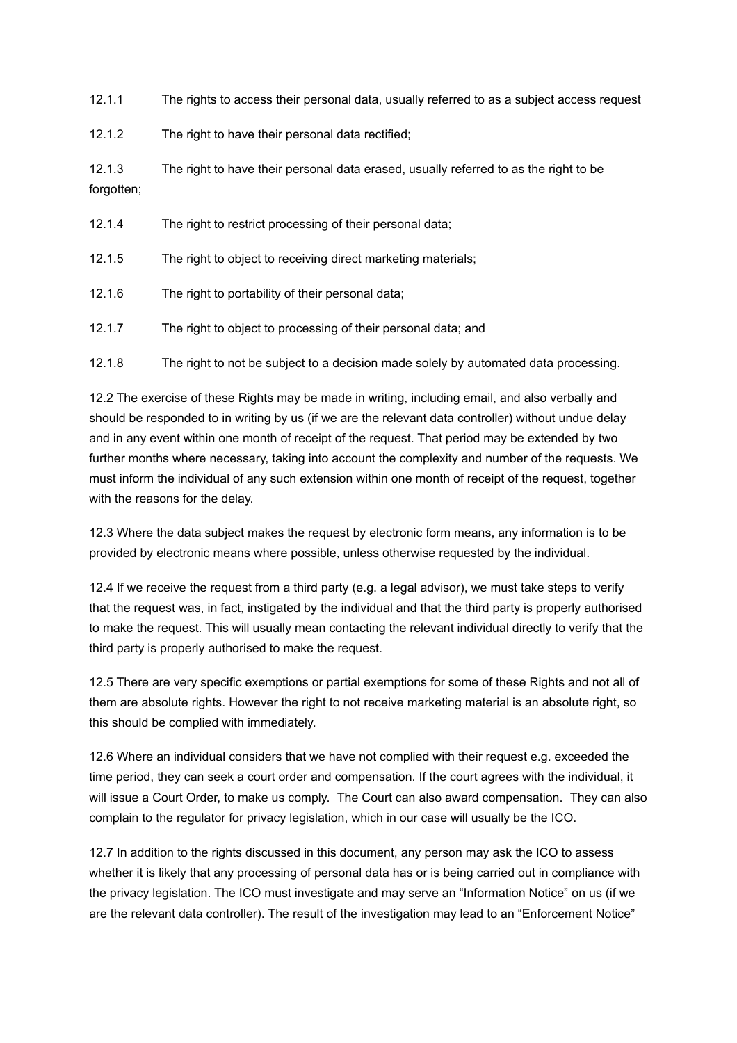12.1.1 The rights to access their personal data, usually referred to as a subject access request

12.1.2 The right to have their personal data rectified;

12.1.3 The right to have their personal data erased, usually referred to as the right to be forgotten;

12.1.4 The right to restrict processing of their personal data;

12.1.5 The right to object to receiving direct marketing materials;

12.1.6 The right to portability of their personal data;

12.1.7 The right to object to processing of their personal data; and

12.1.8 The right to not be subject to a decision made solely by automated data processing.

12.2 The exercise of these Rights may be made in writing, including email, and also verbally and should be responded to in writing by us (if we are the relevant data controller) without undue delay and in any event within one month of receipt of the request. That period may be extended by two further months where necessary, taking into account the complexity and number of the requests. We must inform the individual of any such extension within one month of receipt of the request, together with the reasons for the delay.

12.3 Where the data subject makes the request by electronic form means, any information is to be provided by electronic means where possible, unless otherwise requested by the individual.

12.4 If we receive the request from a third party (e.g. a legal advisor), we must take steps to verify that the request was, in fact, instigated by the individual and that the third party is properly authorised to make the request. This will usually mean contacting the relevant individual directly to verify that the third party is properly authorised to make the request.

12.5 There are very specific exemptions or partial exemptions for some of these Rights and not all of them are absolute rights. However the right to not receive marketing material is an absolute right, so this should be complied with immediately.

12.6 Where an individual considers that we have not complied with their request e.g. exceeded the time period, they can seek a court order and compensation. If the court agrees with the individual, it will issue a Court Order, to make us comply. The Court can also award compensation. They can also complain to the regulator for privacy legislation, which in our case will usually be the ICO.

12.7 In addition to the rights discussed in this document, any person may ask the ICO to assess whether it is likely that any processing of personal data has or is being carried out in compliance with the privacy legislation. The ICO must investigate and may serve an "Information Notice" on us (if we are the relevant data controller). The result of the investigation may lead to an "Enforcement Notice"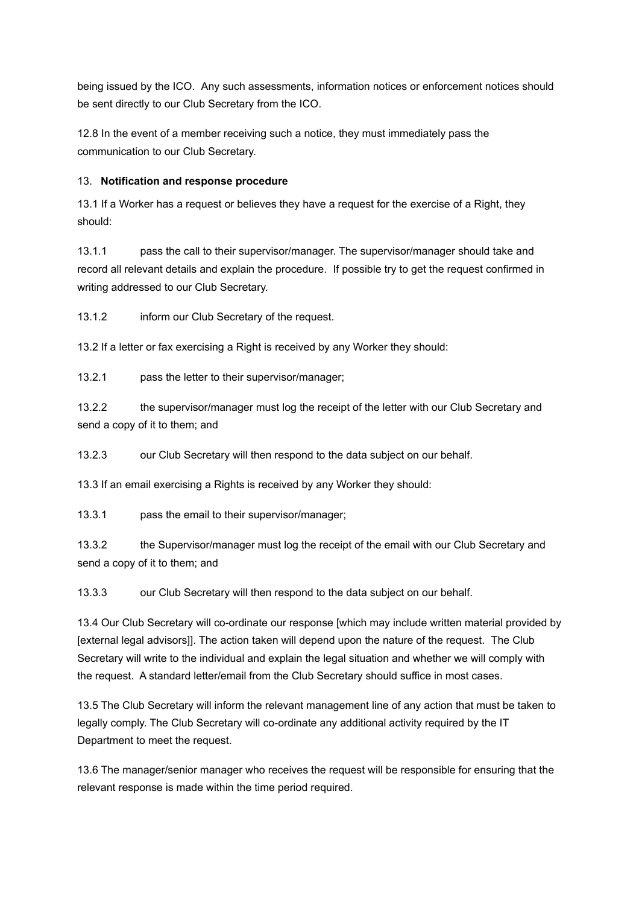being issued by the ICO. Any such assessments, information notices or enforcement notices should be sent directly to our Club Secretary from the ICO.

12.8 In the event of a member receiving such a notice, they must immediately pass the communication to our Club Secretary.

13. **Notification and response procedure**

13.1 If a Worker has a request or believes they have a request for the exercise of a Right, they should:

13.1.1 pass the call to their supervisor/manager. The supervisor/manager should take and record all relevant details and explain the procedure. If possible try to get the request confirmed in writing addressed to our Club Secretary.

13.1.2 inform our Club Secretary of the request.

13.2 If a letter or fax exercising a Right is received by any Worker they should:

13.2.1 pass the letter to their supervisor/manager;

13.2.2 the supervisor/manager must log the receipt of the letter with our Club Secretary and send a copy of it to them; and

13.2.3 our Club Secretary will then respond to the data subject on our behalf.

13.3 If an email exercising a Rights is received by any Worker they should:

13.3.1 pass the email to their supervisor/manager;

13.3.2 the Supervisor/manager must log the receipt of the email with our Club Secretary and send a copy of it to them; and

13.3.3 our Club Secretary will then respond to the data subject on our behalf.

13.4 Our Club Secretary will co-ordinate our response [which may include written material provided by [external legal advisors]]. The action taken will depend upon the nature of the request. The Club Secretary will write to the individual and explain the legal situation and whether we will comply with the request. A standard letter/email from the Club Secretary should suffice in most cases.

13.5 The Club Secretary will inform the relevant management line of any action that must be taken to legally comply. The Club Secretary will co-ordinate any additional activity required by the IT Department to meet the request.

13.6 The manager/senior manager who receives the request will be responsible for ensuring that the relevant response is made within the time period required.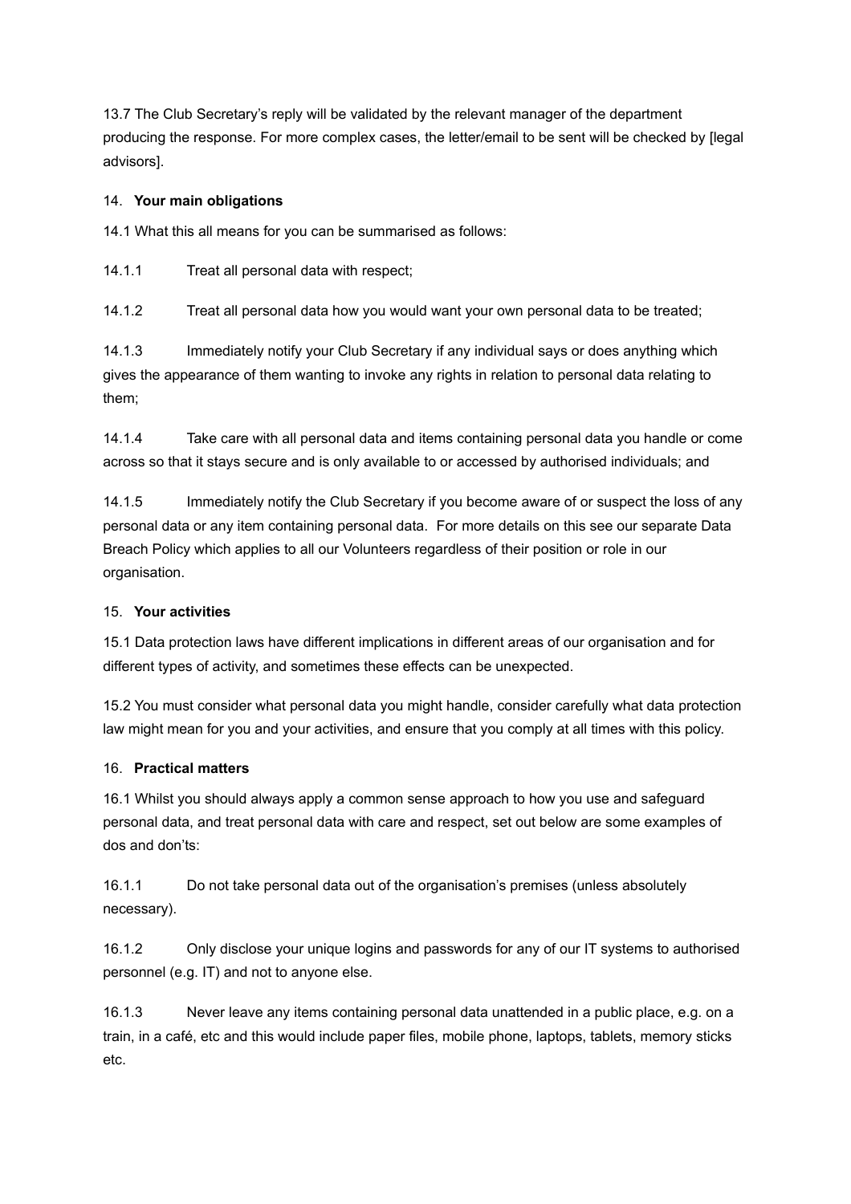13.7 The Club Secretary's reply will be validated by the relevant manager of the department producing the response. For more complex cases, the letter/email to be sent will be checked by [legal advisors].

14. **Your main obligations**

14.1 What this all means for you can be summarised as follows:

14.1.1 Treat all personal data with respect;

14.1.2 Treat all personal data how you would want your own personal data to be treated;

14.1.3 Immediately notify your Club Secretary if any individual says or does anything which gives the appearance of them wanting to invoke any rights in relation to personal data relating to them;

14.1.4 Take care with all personal data and items containing personal data you handle or come across so that it stays secure and is only available to or accessed by authorised individuals; and

14.1.5 Immediately notify the Club Secretary if you become aware of or suspect the loss of any personal data or any item containing personal data. For more details on this see our separate Data Breach Policy which applies to all our Volunteers regardless of their position or role in our organisation.

15. **Your activities**

15.1 Data protection laws have different implications in different areas of our organisation and for different types of activity, and sometimes these effects can be unexpected.

15.2 You must consider what personal data you might handle, consider carefully what data protection law might mean for you and your activities, and ensure that you comply at all times with this policy.

16. **Practical matters**

16.1 Whilst you should always apply a common sense approach to how you use and safeguard personal data, and treat personal data with care and respect, set out below are some examples of dos and don'ts:

16.1.1 Do not take personal data out of the organisation's premises (unless absolutely necessary).

16.1.2 Only disclose your unique logins and passwords for any of our IT systems to authorised personnel (e.g. IT) and not to anyone else.

16.1.3 Never leave any items containing personal data unattended in a public place, e.g. on a train, in a café, etc and this would include paper files, mobile phone, laptops, tablets, memory sticks etc.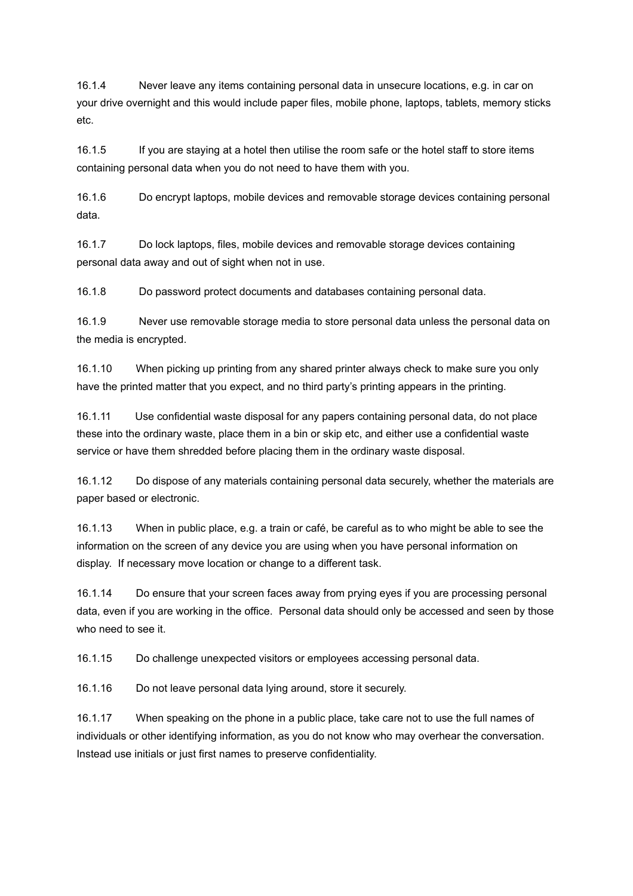16.1.4 Never leave any items containing personal data in unsecure locations, e.g. in car on your drive overnight and this would include paper files, mobile phone, laptops, tablets, memory sticks etc.

16.1.5 If you are staying at a hotel then utilise the room safe or the hotel staff to store items containing personal data when you do not need to have them with you.

16.1.6 Do encrypt laptops, mobile devices and removable storage devices containing personal data.

16.1.7 Do lock laptops, files, mobile devices and removable storage devices containing personal data away and out of sight when not in use.

16.1.8 Do password protect documents and databases containing personal data.

16.1.9 Never use removable storage media to store personal data unless the personal data on the media is encrypted.

16.1.10 When picking up printing from any shared printer always check to make sure you only have the printed matter that you expect, and no third party's printing appears in the printing.

16.1.11 Use confidential waste disposal for any papers containing personal data, do not place these into the ordinary waste, place them in a bin or skip etc, and either use a confidential waste service or have them shredded before placing them in the ordinary waste disposal.

16.1.12 Do dispose of any materials containing personal data securely, whether the materials are paper based or electronic.

16.1.13 When in public place, e.g. a train or café, be careful as to who might be able to see the information on the screen of any device you are using when you have personal information on display. If necessary move location or change to a different task.

16.1.14 Do ensure that your screen faces away from prying eyes if you are processing personal data, even if you are working in the office. Personal data should only be accessed and seen by those who need to see it.

16.1.15 Do challenge unexpected visitors or employees accessing personal data.

16.1.16 Do not leave personal data lying around, store it securely.

16.1.17 When speaking on the phone in a public place, take care not to use the full names of individuals or other identifying information, as you do not know who may overhear the conversation. Instead use initials or just first names to preserve confidentiality.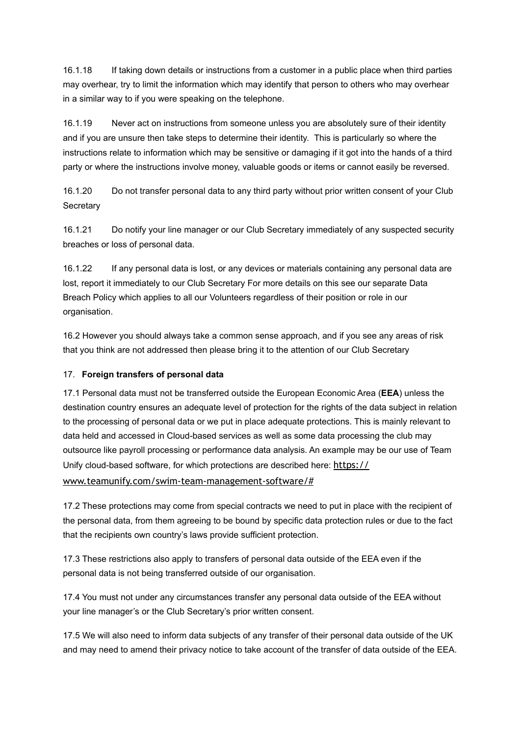16.1.18 If taking down details or instructions from a customer in a public place when third parties may overhear, try to limit the information which may identify that person to others who may overhear in a similar way to if you were speaking on the telephone.

16.1.19 Never act on instructions from someone unless you are absolutely sure of their identity and if you are unsure then take steps to determine their identity. This is particularly so where the instructions relate to information which may be sensitive or damaging if it got into the hands of a third party or where the instructions involve money, valuable goods or items or cannot easily be reversed.

16.1.20 Do not transfer personal data to any third party without prior written consent of your Club Secretary

16.1.21 Do notify your line manager or our Club Secretary immediately of any suspected security breaches or loss of personal data.

16.1.22 If any personal data is lost, or any devices or materials containing any personal data are lost, report it immediately to our Club Secretary For more details on this see our separate Data Breach Policy which applies to all our Volunteers regardless of their position or role in our organisation.

16.2 However you should always take a common sense approach, and if you see any areas of risk that you think are not addressed then please bring it to the attention of our Club Secretary

17. **Foreign transfers of personal data**

17.1 Personal data must not be transferred outside the European Economic Area (**EEA**) unless the destination country ensures an adequate level of protection for the rights of the data subject in relation to the processing of personal data or we put in place adequate protections. This is mainly relevant to data held and accessed in Cloud-based services as well as some data processing the club may outsource like payroll processing or performance data analysis. An example may be our use of Team Unify cloud-based software, for which protections are described here: https://www.teamunify.com/swim-team-management-software/#

17.2 These protections may come from special contracts we need to put in place with the recipient of the personal data, from them agreeing to be bound by specific data protection rules or due to the fact that the recipients own country's laws provide sufficient protection.

17.3 These restrictions also apply to transfers of personal data outside of the EEA even if the personal data is not being transferred outside of our organisation.

17.4 You must not under any circumstances transfer any personal data outside of the EEA without your line manager's or the Club Secretary's prior written consent.

17.5 We will also need to inform data subjects of any transfer of their personal data outside of the UK and may need to amend their privacy notice to take account of the transfer of data outside of the EEA.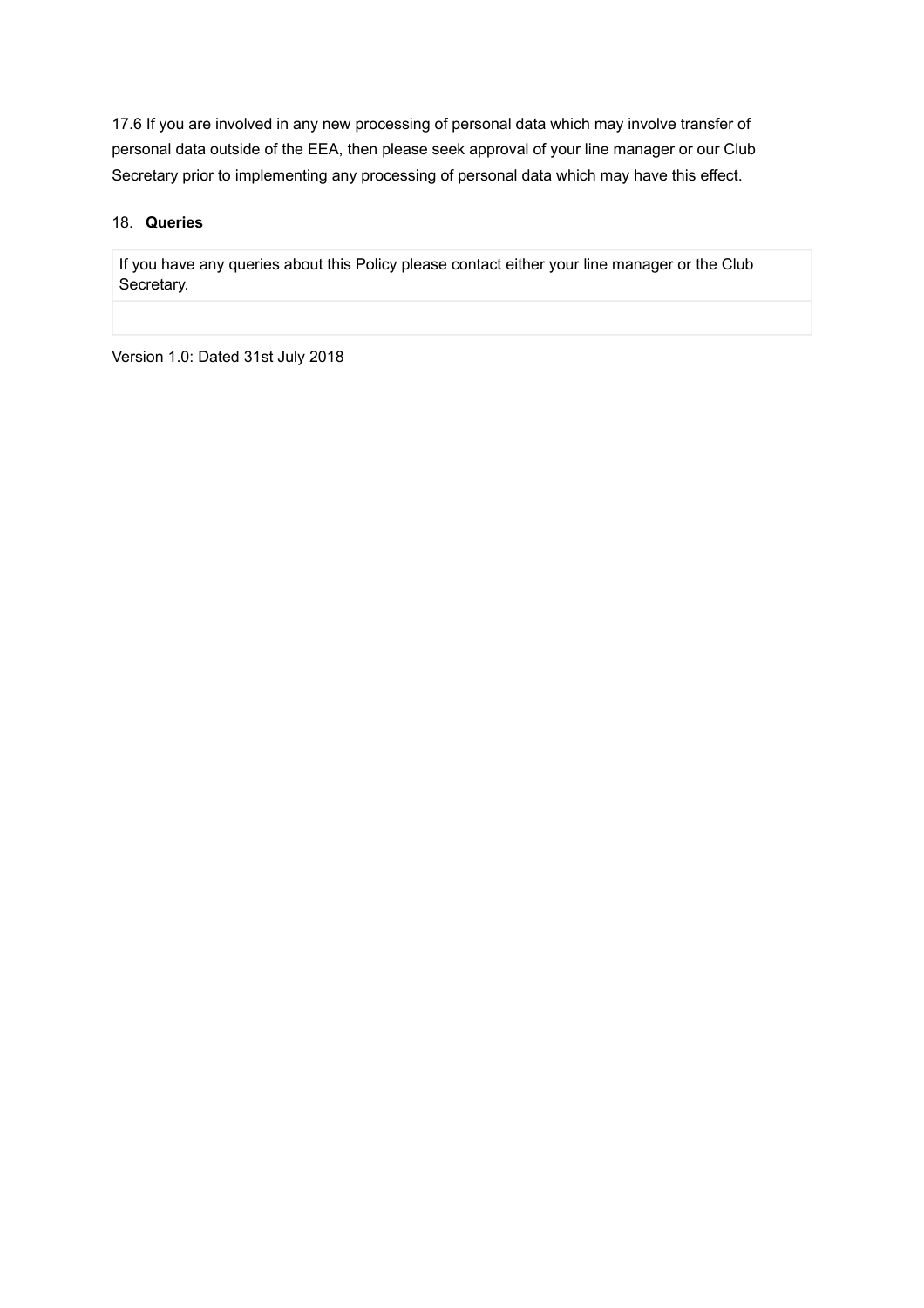17.6 If you are involved in any new processing of personal data which may involve transfer of personal data outside of the EEA, then please seek approval of your line manager or our Club Secretary prior to implementing any processing of personal data which may have this effect.

## 18. **Queries**

| |
|---|
| If you have any queries about this Policy please contact either your line manager or the Club Secretary. |
| |

Version 1.0: Dated 31st July 2018